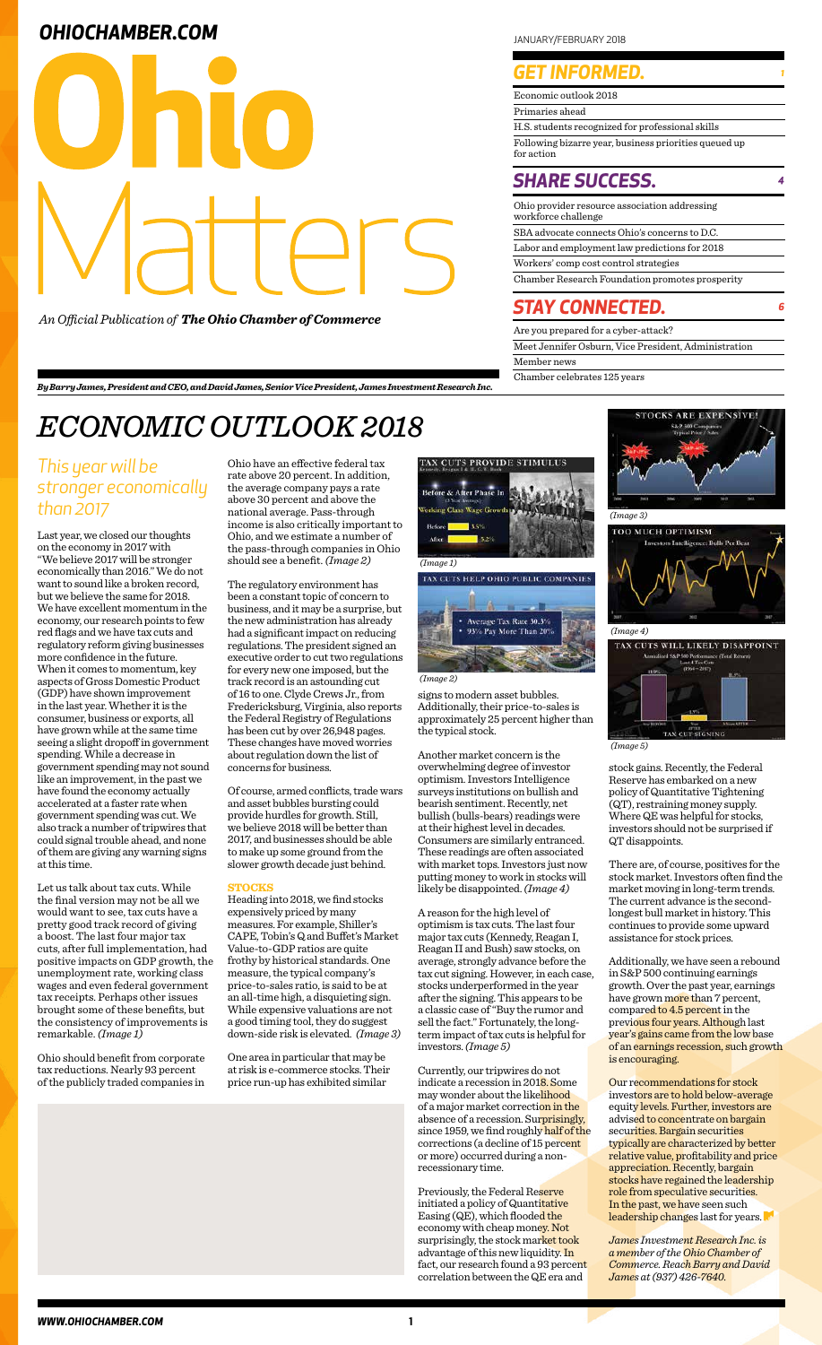# Ohio Matters

*An Official Publication of **The Ohio Chamber of Commerce***

JANUARY/FEBRUARY 2018

## GET INFORMED. 1

- Economic outlook 2018
- Primaries ahead
- H.S. students recognized for professional skills
- Following bizarre year, business priorities queued up for action

## SHARE SUCCESS. 4

- Ohio provider resource association addressing workforce challenge
- SBA advocate connects Ohio's concerns to D.C.
- Labor and employment law predictions for 2018
- Workers' comp cost control strategies
- Chamber Research Foundation promotes prosperity

## STAY CONNECTED. 6

- Are you prepared for a cyber-attack?
- Meet Jennifer Osburn, Vice President, Administration
- Member news
- Chamber celebrates 125 years

***By Barry James, President and CEO, and David James, Senior Vice President, James Investment Research Inc.***

# ECONOMIC OUTLOOK 2018

## *This year will be stronger economically than 2017*

Last year, we closed our thoughts on the economy in 2017 with "We believe 2017 will be stronger economically than 2016." We do not want to sound like a broken record, but we believe the same for 2018. We have excellent momentum in the economy, our research points to few red flags and we have tax cuts and regulatory reform giving businesses more confidence in the future. When it comes to momentum, key aspects of Gross Domestic Product (GDP) have shown improvement in the last year. Whether it is the consumer, business or exports, all have grown while at the same time seeing a slight dropoff in government spending. While a decrease in government spending may not sound like an improvement, in the past we have found the economy actually accelerated at a faster rate when government spending was cut. We also track a number of tripwires that could signal trouble ahead, and none of them are giving any warning signs at this time.

Let us talk about tax cuts. While the final version may not be all we would want to see, tax cuts have a pretty good track record of giving a boost. The last four major tax cuts, after full implementation, had positive impacts on GDP growth, the unemployment rate, working class wages and even federal government tax receipts. Perhaps other issues brought some of these benefits, but the consistency of improvements is remarkable. *(Image 1)*

Ohio should benefit from corporate tax reductions. Nearly 93 percent of the publicly traded companies in Ohio have an effective federal tax rate above 20 percent. In addition, the average company pays a rate above 30 percent and above the national average. Pass-through income is also critically important to Ohio, and we estimate a number of the pass-through companies in Ohio should see a benefit. *(Image 2)*

The regulatory environment has been a constant topic of concern to business, and it may be a surprise, but the new administration has already had a significant impact on reducing regulations. The president signed an executive order to cut two regulations for every new one imposed, but the track record is an astounding cut of 16 to one. Clyde Crews Jr., from Fredericksburg, Virginia, also reports the Federal Registry of Regulations has been cut by over 26,948 pages. These changes have moved worries about regulation down the list of concerns for business.

Of course, armed conflicts, trade wars and asset bubbles bursting could provide hurdles for growth. Still, we believe 2018 will be better than 2017, and businesses should be able to make up some ground from the slower growth decade just behind.

**STOCKS**

Heading into 2018, we find stocks expensively priced by many measures. For example, Shiller's CAPE, Tobin's Q and Buffet's Market Value-to-GDP ratios are quite frothy by historical standards. One measure, the typical company's price-to-sales ratio, is said to be at an all-time high, a disquieting sign. While expensive valuations are not a good timing tool, they do suggest down-side risk is elevated. *(Image 3)*

One area in particular that may be at risk is e-commerce stocks. Their price run-up has exhibited similar signs to modern asset bubbles. Additionally, their price-to-sales is approximately 25 percent higher than the typical stock.

Another market concern is the overwhelming degree of investor optimism. Investors Intelligence surveys institutions on bullish and bearish sentiment. Recently, net bullish (bulls-bears) readings were at their highest level in decades. Consumers are similarly entranced. These readings are often associated with market tops. Investors just now putting money to work in stocks will likely be disappointed. *(Image 4)*

A reason for the high level of optimism is tax cuts. The last four major tax cuts (Kennedy, Reagan I, Reagan II and Bush) saw stocks, on average, strongly advance before the tax cut signing. However, in each case, stocks underperformed in the year after the signing. This appears to be a classic case of "Buy the rumor and sell the fact." Fortunately, the long-term impact of tax cuts is helpful for investors. *(Image 5)*

Currently, our tripwires do not indicate a recession in 2018. Some may wonder about the likelihood of a major market correction in the absence of a recession. Surprisingly, since 1959, we find roughly half of the corrections (a decline of 15 percent or more) occurred during a non-recessionary time.

Previously, the Federal Reserve initiated a policy of Quantitative Easing (QE), which flooded the economy with cheap money. Not surprisingly, the stock market took advantage of this new liquidity. In fact, our research found a 93 percent correlation between the QE era and stock gains. Recently, the Federal Reserve has embarked on a new policy of Quantitative Tightening (QT), restraining money supply. Where QE was helpful for stocks, investors should not be surprised if QT disappoints.

There are, of course, positives for the stock market. Investors often find the market moving in long-term trends. The current advance is the second-longest bull market in history. This continues to provide some upward assistance for stock prices.

Additionally, we have seen a rebound in S&P 500 continuing earnings growth. Over the past year, earnings have grown more than 7 percent, compared to 4.5 percent in the previous four years. Although last year's gains came from the low base of an earnings recession, such growth is encouraging.

Our recommendations for stock investors are to hold below-average equity levels. Further, investors are advised to concentrate on bargain securities. Bargain securities typically are characterized by better relative value, profitability and price appreciation. Recently, bargain stocks have regained the leadership role from speculative securities. In the past, we have seen such leadership changes last for years.

*James Investment Research Inc. is a member of the Ohio Chamber of Commerce. Reach Barry and David James at (937) 426-7640.*

TAX CUTS PROVIDE STIMULUS

Kennedy, Reagan I & II, G.W. Bush

Before & After Phase In (3 Year Averages)

Working Class Wage Growth

Before 3.5%

After 5.2%

*(Image 1)*

TAX CUTS HELP OHIO PUBLIC COMPANIES

- Average Tax Rate 30.3%
- 93% Pay More Than 20%

*(Image 2)*

STOCKS ARE EXPENSIVE!

S&P 500 Companies Typical Price / Sales

*(Image 3)*

TOO MUCH OPTIMISM

Investors Intelligence Bulls Per Bear

*(Image 4)*

TAX CUTS WILL LIKELY DISAPPOINT

Annualized S&P 500 Performance (Total Return) Last 4 Tax Cuts (1964 – 2017)

TAX CUT SIGNING

*(Image 5)*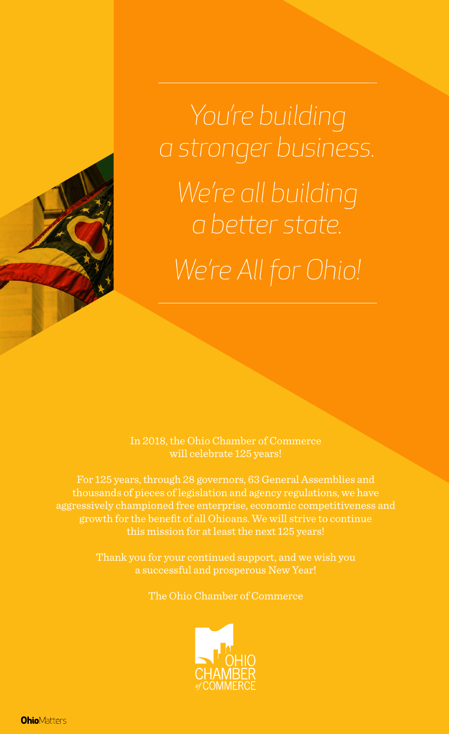*You're building a stronger business.*

*We're all building a better state.*

*We're All for Ohio!*

In 2018, the Ohio Chamber of Commerce will celebrate 125 years!

For 125 years, through 28 governors, 63 General Assemblies and thousands of pieces of legislation and agency regulations, we have aggressively championed free enterprise, economic competitiveness and growth for the benefit of all Ohioans. We will strive to continue this mission for at least the next 125 years!

Thank you for your continued support, and we wish you a successful and prosperous New Year!

The Ohio Chamber of Commerce

OHIO CHAMBER of COMMERCE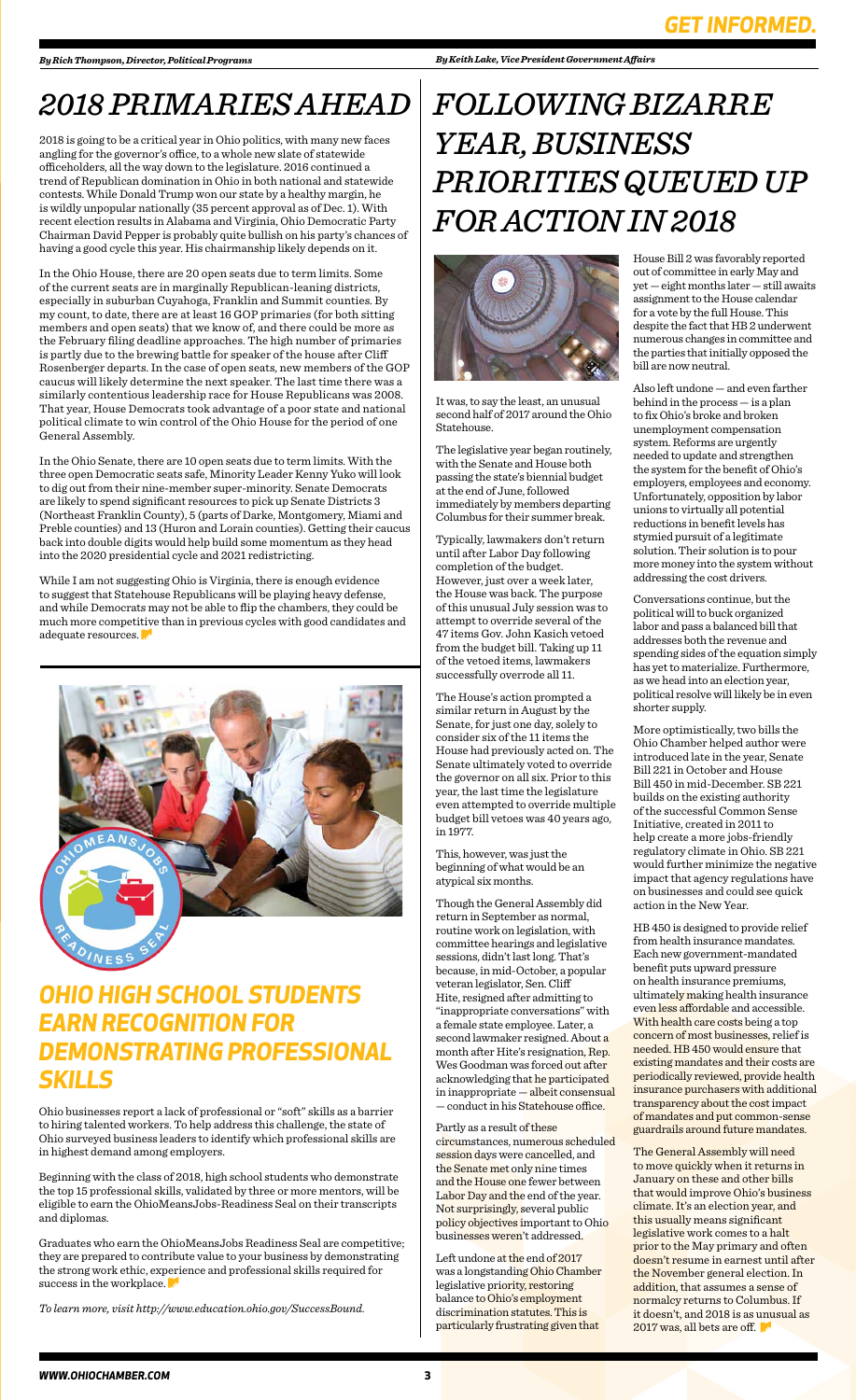# 2018 PRIMARIES AHEAD

*By Rich Thompson, Director, Political Programs*

2018 is going to be a critical year in Ohio politics, with many new faces angling for the governor's office, to a whole new slate of statewide officeholders, all the way down to the legislature. 2016 continued a trend of Republican domination in Ohio in both national and statewide contests. While Donald Trump won our state by a healthy margin, he is wildly unpopular nationally (35 percent approval as of Dec. 1). With recent election results in Alabama and Virginia, Ohio Democratic Party Chairman David Pepper is probably quite bullish on his party's chances of having a good cycle this year. His chairmanship likely depends on it.

In the Ohio House, there are 20 open seats due to term limits. Some of the current seats are in marginally Republican-leaning districts, especially in suburban Cuyahoga, Franklin and Summit counties. By my count, to date, there are at least 16 GOP primaries (for both sitting members and open seats) that we know of, and there could be more as the February filing deadline approaches. The high number of primaries is partly due to the brewing battle for speaker of the house after Cliff Rosenberger departs. In the case of open seats, new members of the GOP caucus will likely determine the next speaker. The last time there was a similarly contentious leadership race for House Republicans was 2008. That year, House Democrats took advantage of a poor state and national political climate to win control of the Ohio House for the period of one General Assembly.

In the Ohio Senate, there are 10 open seats due to term limits. With the three open Democratic seats safe, Minority Leader Kenny Yuko will look to dig out from their nine-member super-minority. Senate Democrats are likely to spend significant resources to pick up Senate Districts 3 (Northeast Franklin County), 5 (parts of Darke, Montgomery, Miami and Preble counties) and 13 (Huron and Lorain counties). Getting their caucus back into double digits would help build some momentum as they head into the 2020 presidential cycle and 2021 redistricting.

While I am not suggesting Ohio is Virginia, there is enough evidence to suggest that Statehouse Republicans will be playing heavy defense, and while Democrats may not be able to flip the chambers, they could be much more competitive than in previous cycles with good candidates and adequate resources.

## OHIO HIGH SCHOOL STUDENTS EARN RECOGNITION FOR DEMONSTRATING PROFESSIONAL SKILLS

Ohio businesses report a lack of professional or "soft" skills as a barrier to hiring talented workers. To help address this challenge, the state of Ohio surveyed business leaders to identify which professional skills are in highest demand among employers.

Beginning with the class of 2018, high school students who demonstrate the top 15 professional skills, validated by three or more mentors, will be eligible to earn the OhioMeansJobs-Readiness Seal on their transcripts and diplomas.

Graduates who earn the OhioMeansJobs Readiness Seal are competitive; they are prepared to contribute value to your business by demonstrating the strong work ethic, experience and professional skills required for success in the workplace.

*To learn more, visit http://www.education.ohio.gov/SuccessBound.*

# FOLLOWING BIZARRE YEAR, BUSINESS PRIORITIES QUEUED UP FOR ACTION IN 2018

*By Keith Lake, Vice President Government Affairs*

It was, to say the least, an unusual second half of 2017 around the Ohio Statehouse.

The legislative year began routinely, with the Senate and House both passing the state's biennial budget at the end of June, followed immediately by members departing Columbus for their summer break.

Typically, lawmakers don't return until after Labor Day following completion of the budget. However, just over a week later, the House was back. The purpose of this unusual July session was to attempt to override several of the 47 items Gov. John Kasich vetoed from the budget bill. Taking up 11 of the vetoed items, lawmakers successfully overrode all 11.

The House's action prompted a similar return in August by the Senate, for just one day, solely to consider six of the 11 items the House had previously acted on. The Senate ultimately voted to override the governor on all six. Prior to this year, the last time the legislature even attempted to override multiple budget bill vetoes was 40 years ago, in 1977.

This, however, was just the beginning of what would be an atypical six months.

Though the General Assembly did return in September as normal, routine work on legislation, with committee hearings and legislative sessions, didn't last long. That's because, in mid-October, a popular veteran legislator, Sen. Cliff Hite, resigned after admitting to "inappropriate conversations" with a female state employee. Later, a second lawmaker resigned. About a month after Hite's resignation, Rep. Wes Goodman was forced out after acknowledging that he participated in inappropriate — albeit consensual — conduct in his Statehouse office.

Partly as a result of these circumstances, numerous scheduled session days were cancelled, and the Senate met only nine times and the House one fewer between Labor Day and the end of the year. Not surprisingly, several public policy objectives important to Ohio businesses weren't addressed.

Left undone at the end of 2017 was a longstanding Ohio Chamber legislative priority, restoring balance to Ohio's employment discrimination statutes. This is particularly frustrating given that House Bill 2 was favorably reported out of committee in early May and yet — eight months later — still awaits assignment to the House calendar for a vote by the full House. This despite the fact that HB 2 underwent numerous changes in committee and the parties that initially opposed the bill are now neutral.

Also left undone — and even farther behind in the process — is a plan to fix Ohio's broke and broken unemployment compensation system. Reforms are urgently needed to update and strengthen the system for the benefit of Ohio's employers, employees and economy. Unfortunately, opposition by labor unions to virtually all potential reductions in benefit levels has stymied pursuit of a legitimate solution. Their solution is to pour more money into the system without addressing the cost drivers.

Conversations continue, but the political will to buck organized labor and pass a balanced bill that addresses both the revenue and spending sides of the equation simply has yet to materialize. Furthermore, as we head into an election year, political resolve will likely be in even shorter supply.

More optimistically, two bills the Ohio Chamber helped author were introduced late in the year, Senate Bill 221 in October and House Bill 450 in mid-December. SB 221 builds on the existing authority of the successful Common Sense Initiative, created in 2011 to help create a more jobs-friendly regulatory climate in Ohio. SB 221 would further minimize the negative impact that agency regulations have on businesses and could see quick action in the New Year.

HB 450 is designed to provide relief from health insurance mandates. Each new government-mandated benefit puts upward pressure on health insurance premiums, ultimately making health insurance even less affordable and accessible. With health care costs being a top concern of most businesses, relief is needed. HB 450 would ensure that existing mandates and their costs are periodically reviewed, provide health insurance purchasers with additional transparency about the cost impact of mandates and put common-sense guardrails around future mandates.

The General Assembly will need to move quickly when it returns in January on these and other bills that would improve Ohio's business climate. It's an election year, and this usually means significant legislative work comes to a halt prior to the May primary and often doesn't resume in earnest until after the November general election. In addition, that assumes a sense of normalcy returns to Columbus. If it doesn't, and 2018 is as unusual as 2017 was, all bets are off.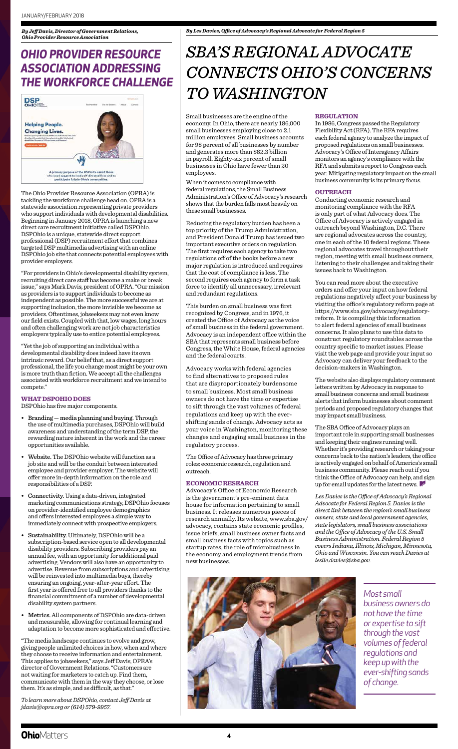*By Jeff Davis, Director of Government Relations, Ohio Provider Resource Association*

## OHIO PROVIDER RESOURCE ASSOCIATION ADDRESSING THE WORKFORCE CHALLENGE

The Ohio Provider Resource Association (OPRA) is tackling the workforce challenge head on. OPRA is a statewide association representing private providers who support individuals with developmental disabilities. Beginning in January 2018, OPRA is launching a new direct care recruitment initiative called DSPOhio. DSPOhio is a unique, statewide direct support professional (DSP) recruitment effort that combines targeted DSP multimedia advertising with an online DSPOhio job site that connects potential employees with provider employers.

"For providers in Ohio's developmental disability system, recruiting direct care staff has become a make or break issue," says Mark Davis, president of OPRA. "Our mission as providers is to support individuals to become as independent as possible. The more successful we are at supporting inclusion, the more invisible we become as providers. Oftentimes, jobseekers may not even know our field exists. Coupled with that, low wages, long hours and often challenging work are not job characteristics employers typically use to entice potential employees.

"Yet the job of supporting an individual with a developmental disability does indeed have its own intrinsic reward. Our belief that, as a direct support professional, the life you change most might be your own is more truth than fiction. We accept all the challenges associated with workforce recruitment and we intend to compete."

### WHAT DSPOHIO DOES

DSPOhio has five major components.

- **Branding — media planning and buying.** Through the use of multimedia purchases, DSPOhio will build awareness and understanding of the term DSP, the rewarding nature inherent in the work and the career opportunities available.
- **Website.** The DSPOhio website will function as a job site and will be the conduit between interested employee and provider employer. The website will offer more in-depth information on the role and responsibilities of a DSP.
- **Connectivity.** Using a data-driven, integrated marketing communications strategy, DSPOhio focuses on provider-identified employee demographics and offers interested employees a simple way to immediately connect with prospective employers.
- **Sustainability.** Ultimately, DSPOhio will be a subscription-based service open to all developmental disability providers. Subscribing providers pay an annual fee, with an opportunity for additional paid advertising. Vendors will also have an opportunity to advertise. Revenue from subscriptions and advertising will be reinvested into multimedia buys, thereby ensuring an ongoing, year-after-year effort. The first year is offered free to all providers thanks to the financial commitment of a number of developmental disability system partners.
- **Metrics.** All components of DSPOhio are data-driven and measurable, allowing for continual learning and adaptation to become more sophisticated and effective.

"The media landscape continues to evolve and grow, giving people unlimited choices in how, when and where they choose to receive information and entertainment. This applies to jobseekers," says Jeff Davis, OPRA's director of Government Relations. "Customers are not waiting for marketers to catch up. Find them, communicate with them in the way they choose, or lose them. It's as simple, and as difficult, as that."

*To learn more about DSPOhio, contact Jeff Davis at jdavis@opra.org or (614) 579-9957.*

*By Les Davies, Office of Advocacy's Regional Advocate for Federal Region 5*

## SBA'S REGIONAL ADVOCATE CONNECTS OHIO'S CONCERNS TO WASHINGTON

Small businesses are the engine of the economy. In Ohio, there are nearly 186,000 small businesses employing close to 2.1 million employees. Small business accounts for 98 percent of all businesses by number and generates more than $82.3 billion in payroll. Eighty-six percent of small businesses in Ohio have fewer than 20 employees.

When it comes to compliance with federal regulations, the Small Business Administration's Office of Advocacy's research shows that the burden falls most heavily on these small businesses.

Reducing the regulatory burden has been a top priority of the Trump Administration, and President Donald Trump has issued two important executive orders on regulation. The first requires each agency to take two regulations off of the books before a new major regulation is introduced and requires that the cost of compliance is less. The second requires each agency to form a task force to identify all unnecessary, irrelevant and redundant regulations.

This burden on small business was first recognized by Congress, and in 1976, it created the Office of Advocacy as the voice of small business in the federal government. Advocacy is an independent office within the SBA that represents small business before Congress, the White House, federal agencies and the federal courts.

Advocacy works with federal agencies to find alternatives to proposed rules that are disproportionately burdensome to small business. Most small business owners do not have the time or expertise to sift through the vast volumes of federal regulations and keep up with the ever-shifting sands of change. Advocacy acts as your voice in Washington, monitoring these changes and engaging small business in the regulatory process.

The Office of Advocacy has three primary roles: economic research, regulation and outreach.

### ECONOMIC RESEARCH

Advocacy's Office of Economic Research is the government's pre-eminent data house for information pertaining to small business. It releases numerous pieces of research annually. Its website, www.sba.gov/advocacy, contains state economic profiles, issue briefs, small business owner facts and small business facts with topics such as startup rates, the role of microbusiness in the economy and employment trends from new businesses.

### REGULATION

In 1986, Congress passed the Regulatory Flexibility Act (RFA). The RFA requires each federal agency to analyze the impact of proposed regulations on small businesses. Advocacy's Office of Interagency Affairs monitors an agency's compliance with the RFA and submits a report to Congress each year. Mitigating regulatory impact on the small business community is its primary focus.

### OUTREACH

Conducting economic research and monitoring compliance with the RFA is only part of what Advocacy does. The Office of Advocacy is actively engaged in outreach beyond Washington, D.C. There are regional advocates across the country, one in each of the 10 federal regions. These regional advocates travel throughout their region, meeting with small business owners, listening to their challenges and taking their issues back to Washington.

You can read more about the executive orders and offer your input on how federal regulations negatively affect your business by visiting the office's regulatory reform page at https://www.sba.gov/advocacy/regulatory-reform. It is compiling this information to alert federal agencies of small business concerns. It also plans to use this data to construct regulatory roundtables across the country specific to market issues. Please visit the web page and provide your input so Advocacy can deliver your feedback to the decision-makers in Washington.

The website also displays regulatory comment letters written by Advocacy in response to small business concerns and small business alerts that inform businesses about comment periods and proposed regulatory changes that may impact small business.

The SBA Office of Advocacy plays an important role in supporting small businesses and keeping their engines running well. Whether it's providing research or taking your concerns back to the nation's leaders, the office is actively engaged on behalf of America's small business community. Please reach out if you think the Office of Advocacy can help, and sign up for email updates for the latest news.

*Les Davies is the Office of Advocacy's Regional Advocate for Federal Region 5. Davies is the direct link between the region's small business owners, state and local government agencies, state legislators, small business associations and the Office of Advocacy of the U.S. Small Business Administration. Federal Region 5 covers Indiana, Illinois, Michigan, Minnesota, Ohio and Wisconsin. You can reach Davies at leslie.davies@sba.gov.*

*Most small business owners do not have the time or expertise to sift through the vast volumes of federal regulations and keep up with the ever-shifting sands of change.*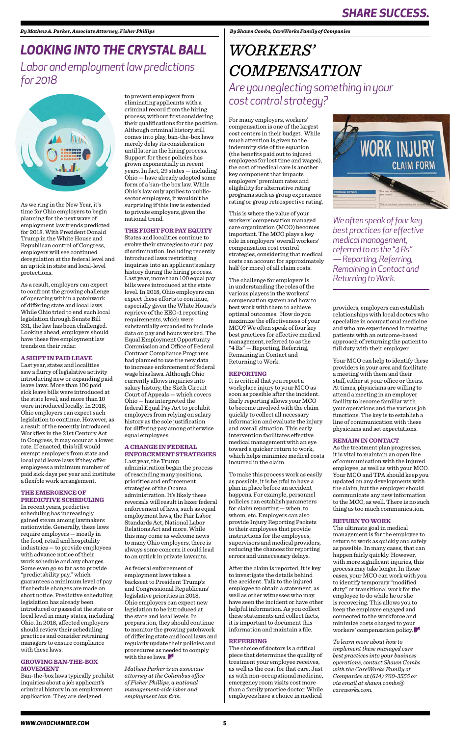*By Mathew A. Parker, Associate Attorney, Fisher Phillips*

# LOOKING INTO THE CRYSTAL BALL

## Labor and employment law predictions for 2018

As we ring in the New Year, it's time for Ohio employers to begin planning for the next wave of employment law trends predicted for 2018. With President Donald Trump in the White House and Republican control of Congress, employers will see continued deregulation at the federal level and an uptick in state and local-level protections.

As a result, employers can expect to confront the growing challenge of operating within a patchwork of differing state and local laws. While Ohio tried to end such local legislation through Senate Bill 331, the law has been challenged. Looking ahead, employers should have these five employment law trends on their radar.

### A SHIFT IN PAID LEAVE

Last year, states and localities saw a flurry of legislative activity introducing new or expanding paid leave laws. More than 100 paid sick leave bills were introduced at the state level, and more than 10 were introduced locally. In 2018, Ohio employers can expect such legislation to continue. However, as a result of the recently introduced Workflex in the 21st Century Act in Congress, it may occur at a lower rate. If enacted, this bill would exempt employers from state and local paid leave laws if they offer employees a minimum number of paid sick days per year and institute a flexible work arrangement.

### THE EMERGENCE OF PREDICTIVE SCHEDULING

In recent years, predictive scheduling has increasingly gained steam among lawmakers nationwide. Generally, these laws require employers — mostly in the food, retail and hospitality industries — to provide employees with advance notice of their work schedule and any changes. Some even go so far as to provide "predictability pay," which guarantees a minimum level of pay if schedule changes are made on short notice. Predictive scheduling legislation has already been introduced or passed at the state or local level in many states, including Ohio. In 2018, affected employers should review their scheduling practices and consider retraining managers to ensure compliance with these laws.

### GROWING BAN-THE-BOX MOVEMENT

Ban-the-box laws typically prohibit inquiries about a job applicant's criminal history in an employment application. They are designed to prevent employers from eliminating applicants with a criminal record from the hiring process, without first considering their qualifications for the position. Although criminal history still comes into play, ban-the-box laws merely delay its consideration until later in the hiring process. Support for these policies has grown exponentially in recent years. In fact, 29 states — including Ohio — have already adopted some form of a ban-the box law. While Ohio's law only applies to public-sector employers, it wouldn't be surprising if this law is extended to private employers, given the national trend.

### THE FIGHT FOR PAY EQUITY

States and localities continue to evolve their strategies to curb pay discrimination, including recently introduced laws restricting inquiries into an applicant's salary history during the hiring process. Last year, more than 100 equal pay bills were introduced at the state level. In 2018, Ohio employers can expect these efforts to continue, especially given the White House's reprieve of the EEO-1 reporting requirements, which were substantially expanded to include data on pay and hours worked. The Equal Employment Opportunity Commission and Office of Federal Contract Compliance Programs had planned to use the new data to increase enforcement of federal wage bias laws. Although Ohio currently allows inquiries into salary history, the Sixth Circuit Court of Appeals — which covers Ohio — has interpreted the federal Equal Pay Act to prohibit employers from relying on salary history as the sole justification for differing pay among otherwise equal employees.

### A CHANGE IN FEDERAL ENFORCEMENT STRATEGIES

Last year, the Trump administration began the process of rescinding many positions, priorities and enforcement strategies of the Obama administration. It's likely these reversals will result in laxer federal enforcement of laws, such as equal employment laws, the Fair Labor Standards Act, National Labor Relations Act and more. While this may come as welcome news to many Ohio employers, there is always some concern it could lead to an uptick in private lawsuits.

As federal enforcement of employment laws takes a backseat to President Trump's and Congressional Republicans' legislative priorities in 2018, Ohio employers can expect new legislation to be introduced at the state and local levels. In preparation, they should continue to monitor the growing patchwork of differing state and local laws and regularly update their policies and procedures as needed to comply with these laws.

*Mathew Parker is an associate attorney at the Columbus office of Fisher Phillips, a national management-side labor and employment law firm.*

---

*By Shawn Combs, CareWorks Family of Companies*

# WORKERS' COMPENSATION

## Are you neglecting something in your cost control strategy?

For many employers, workers' compensation is one of the largest cost centers in their budget. While much attention is given to the indemnity side of the equation (the benefits paid out to injured employees for lost time and wages), the cost of medical care is another key component that impacts employers' premium rates and eligibility for alternative rating programs such as group experience rating or group retrospective rating.

This is where the value of your workers' compensation managed care organization (MCO) becomes important. The MCO plays a key role in employers' overall workers' compensation cost control strategies, considering that medical costs can account for approximately half (or more) of all claim costs.

The challenge for employers is in understanding the roles of the various players in the workers' compensation system and how to best work with them to achieve optimal outcomes. How do you maximize the effectiveness of your MCO? We often speak of four key best practices for effective medical management, referred to as the "4 Rs" — Reporting, Referring, Remaining in Contact and Returning to Work.

*We often speak of four key best practices for effective medical management, referred to as the "4 Rs" — Reporting, Referring, Remaining in Contact and Returning to Work.*

### REPORTING

It is critical that you report a workplace injury to your MCO as soon as possible after the incident. Early reporting allows your MCO to become involved with the claim quickly to collect all necessary information and evaluate the injury and overall situation. This early intervention facilitates effective medical management with an eye toward a quicker return to work, which helps minimize medical costs incurred in the claim.

To make this process work as easily as possible, it is helpful to have a plan in place before an accident happens. For example, personnel policies can establish parameters for claim reporting — when, to whom, etc. Employers can also provide Injury Reporting Packets to their employees that provide instructions for the employees, supervisors and medical providers, reducing the chances for reporting errors and unnecessary delays.

After the claim is reported, it is key to investigate the details behind the accident. Talk to the injured employee to obtain a statement, as well as other witnesses who may have seen the incident or have other helpful information. As you collect these statements and collect facts, it is important to document this information and maintain a file.

### REFERRING

The choice of doctors is a critical piece that determines the quality of treatment your employee receives, as well as the cost for that care. Just as with non-occupational medicine, emergency room visits cost more than a family practice doctor. While employees have a choice in medical providers, employers can establish relationships with local doctors who specialize in occupational medicine and who are experienced in treating patients with an outcome-based approach of returning the patient to full duty with their employer.

Your MCO can help to identify these providers in your area and facilitate a meeting with them and their staff, either at your office or theirs. At times, physicians are willing to attend a meeting in an employer facility to become familiar with your operations and the various job functions. The key is to establish a line of communication with these physicians and set expectations.

### REMAIN IN CONTACT

As the treatment plan progresses, it is vital to maintain an open line of communication with the injured employee, as well as with your MCO. Your MCO and TPA should keep you updated on any developments with the claim, but the employer should communicate any new information to the MCO, as well. There is no such thing as too much communication.

### RETURN TO WORK

The ultimate goal in medical management is for the employee to return to work as quickly and safely as possible. In many cases, that can happen fairly quickly. However, with more significant injuries, this process may take longer. In those cases, your MCO can work with you to identify temporary "modified duty" or transitional work for the employee to do while he or she is recovering. This allows you to keep the employee engaged and connected to the workforce and minimize costs charged to your workers' compensation policy.

*To learn more about how to implement these managed care best practices into your business operations, contact Shawn Combs with the CareWorks Family of Companies at (614) 760-3555 or via email at shawn.combs@careworks.com.*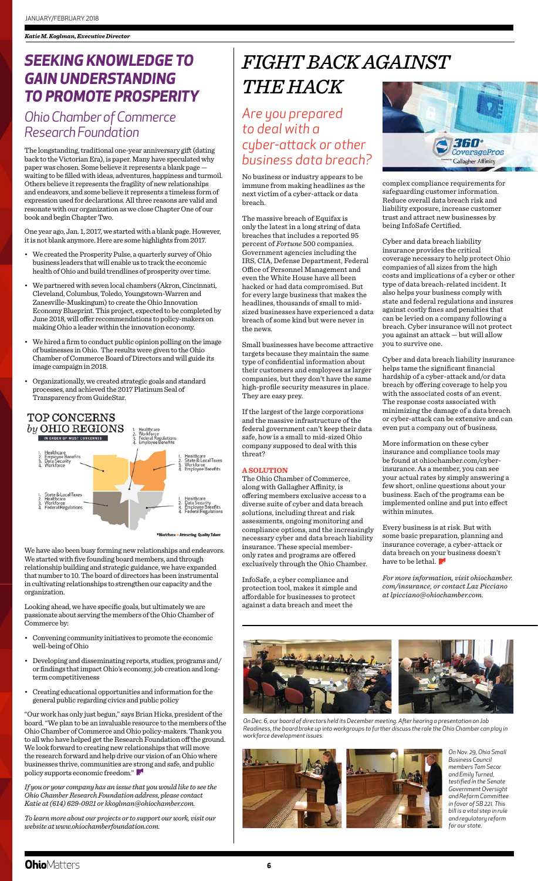*Katie M. Koglman, Executive Director*

# SEEKING KNOWLEDGE TO GAIN UNDERSTANDING TO PROMOTE PROSPERITY

## Ohio Chamber of Commerce Research Foundation

The longstanding, traditional one-year anniversary gift (dating back to the Victorian Era), is paper. Many have speculated why paper was chosen. Some believe it represents a blank page — waiting to be filled with ideas, adventures, happiness and turmoil. Others believe it represents the fragility of new relationships and endeavors, and some believe it represents a timeless form of expression used for declarations. All three reasons are valid and resonate with our organization as we close Chapter One of our book and begin Chapter Two.

One year ago, Jan. 1, 2017, we started with a blank page. However, it is not blank anymore. Here are some highlights from 2017.

- We created the Prosperity Pulse, a quarterly survey of Ohio business leaders that will enable us to track the economic health of Ohio and build trendlines of prosperity over time.
- We partnered with seven local chambers (Akron, Cincinnati, Cleveland, Columbus, Toledo, Youngstown-Warren and Zanesville-Muskingum) to create the Ohio Innovation Economy Blueprint. This project, expected to be completed by June 2018, will offer recommendations to policy-makers on making Ohio a leader within the innovation economy.
- We hired a firm to conduct public opinion polling on the image of businesses in Ohio. The results were given to the Ohio Chamber of Commerce Board of Directors and will guide its image campaign in 2018.
- Organizationally, we created strategic goals and standard processes, and achieved the 2017 Platinum Seal of Transparency from GuideStar.

### TOP CONCERNS *by* OHIO REGIONS

IN ORDER OF MOST CONCERNED

Northwest:
1. Healthcare
2. Employee Benefits
3. Data Security
4. Workforce

Northeast:
1. Healthcare
2. Workforce
3. Federal Regulations
4. Employee Benefits

Central/East:
1. Healthcare
2. State & Local Taxes
3. Workforce
4. Employee Benefits

Southwest:
1. State & Local Taxes
2. Healthcare
3. Workforce
4. Federal Regulations

Southeast:
1. Healthcare
2. Data Security
3. Employee Benefits
4. Federal Regulations

*Workforce = Attracting Quality Talent

We have also been busy forming new relationships and endeavors. We started with five founding board members, and through relationship building and strategic guidance, we have expanded that number to 10. The board of directors has been instrumental in cultivating relationships to strengthen our capacity and the organization.

Looking ahead, we have specific goals, but ultimately we are passionate about serving the members of the Ohio Chamber of Commerce by:

- Convening community initiatives to promote the economic well-being of Ohio
- Developing and disseminating reports, studies, programs and/or findings that impact Ohio's economy, job creation and long-term competitiveness
- Creating educational opportunities and information for the general public regarding civics and public policy

"Our work has only just begun," says Brian Hicks, president of the board. "We plan to be an invaluable resource to the members of the Ohio Chamber of Commerce and Ohio policy-makers. Thank you to all who have helped get the Research Foundation off the ground. We look forward to creating new relationships that will move the research forward and help drive our vision of an Ohio where businesses thrive, communities are strong and safe, and public policy supports economic freedom."

*If you or your company has an issue that you would like to see the Ohio Chamber Research Foundation address, please contact Katie at (614) 629-0921 or kkoglman@ohiochamber.com.*

*To learn more about our projects or to support our work, visit our website at www.ohiochamberfoundation.com.*

# FIGHT BACK AGAINST THE HACK

## Are you prepared to deal with a cyber-attack or other business data breach?

No business or industry appears to be immune from making headlines as the next victim of a cyber-attack or data breach.

The massive breach of Equifax is only the latest in a long string of data breaches that includes a reported 95 percent of *Fortune* 500 companies. Government agencies including the IRS, CIA, Defense Department, Federal Office of Personnel Management and even the White House have all been hacked or had data compromised. But for every large business that makes the headlines, thousands of small to mid-sized businesses have experienced a data breach of some kind but were never in the news.

Small businesses have become attractive targets because they maintain the same type of confidential information about their customers and employees as larger companies, but they don't have the same high-profile security measures in place. They are easy prey.

If the largest of the large corporations and the massive infrastructure of the federal government can't keep their data safe, how is a small to mid-sized Ohio company supposed to deal with this threat?

### A SOLUTION

The Ohio Chamber of Commerce, along with Gallagher Affinity, is offering members exclusive access to a diverse suite of cyber and data breach solutions, including threat and risk assessments, ongoing monitoring and compliance options, and the increasingly necessary cyber and data breach liability insurance. These special member-only rates and programs are offered exclusively through the Ohio Chamber.

InfoSafe, a cyber compliance and protection tool, makes it simple and affordable for businesses to protect against a data breach and meet the complex compliance requirements for safeguarding customer information. Reduce overall data breach risk and liability exposure, increase customer trust and attract new businesses by being InfoSafe Certified.

Cyber and data breach liability insurance provides the critical coverage necessary to help protect Ohio companies of all sizes from the high costs and implications of a cyber or other type of data breach-related incident. It also helps your business comply with state and federal regulations and insures against costly fines and penalties that can be levied on a company following a breach. Cyber insurance will not protect you against an attack — but will allow you to survive one.

Cyber and data breach liability insurance helps tame the significant financial hardship of a cyber-attack and/or data breach by offering coverage to help you with the associated costs of an event. The response costs associated with minimizing the damage of a data breach or cyber-attack can be extensive and can even put a company out of business.

More information on these cyber insurance and compliance tools may be found at ohiochamber.com/cyber-insurance. As a member, you can see your actual rates by simply answering a few short, online questions about your business. Each of the programs can be implemented online and put into effect within minutes.

Every business is at risk. But with some basic preparation, planning and insurance coverage, a cyber-attack or data breach on your business doesn't have to be lethal.

*For more information, visit ohiochamber.com/insurance, or contact Laz Picciano at lpicciano@ohiochamber.com.*

*On Dec. 6, our board of directors held its December meeting. After hearing a presentation on Job Readiness, the board broke up into workgroups to further discuss the role the Ohio Chamber can play in workforce development issues.*

*On Nov. 29, Ohio Small Business Council members Tom Secor and Emily Turned, testified in the Senate Government Oversight and Reform Committee in favor of SB 221. This bill is a vital step in rule and regulatory reform for our state.*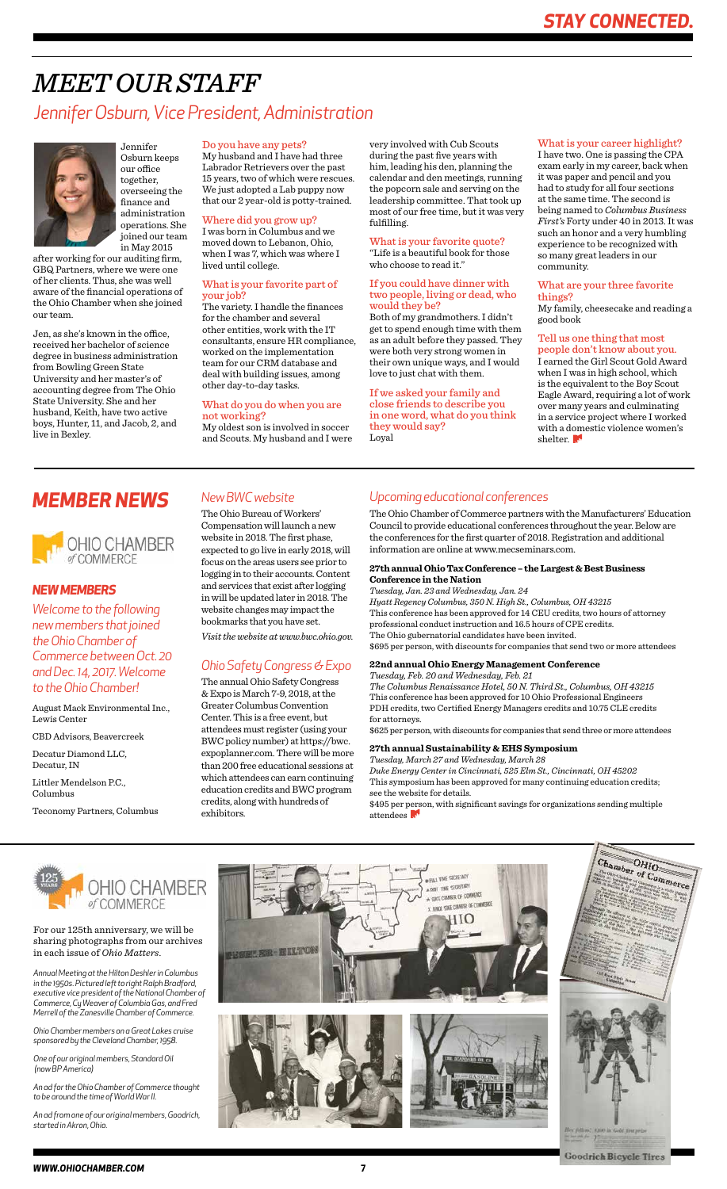# STAY CONNECTED.

# MEET OUR STAFF

## Jennifer Osburn, Vice President, Administration

Jennifer Osburn keeps our office together, overseeing the finance and administration operations. She joined our team in May 2015 after working for our auditing firm, GBQ Partners, where we were one of her clients. Thus, she was well aware of the financial operations of the Ohio Chamber when she joined our team.

Jen, as she's known in the office, received her bachelor of science degree in business administration from Bowling Green State University and her master's of accounting degree from The Ohio State University. She and her husband, Keith, have two active boys, Hunter, 11, and Jacob, 2, and live in Bexley.

### Do you have any pets?

My husband and I have had three Labrador Retrievers over the past 15 years, two of which were rescues. We just adopted a Lab puppy now that our 2 year-old is potty-trained.

### Where did you grow up?

I was born in Columbus and we moved down to Lebanon, Ohio, when I was 7, which was where I lived until college.

### What is your favorite part of your job?

The variety. I handle the finances for the chamber and several other entities, work with the IT consultants, ensure HR compliance, worked on the implementation team for our CRM database and deal with building issues, among other day-to-day tasks.

### What do you do when you are not working?

My oldest son is involved in soccer and Scouts. My husband and I were very involved with Cub Scouts during the past five years with him, leading his den, planning the calendar and den meetings, running the popcorn sale and serving on the leadership committee. That took up most of our free time, but it was very fulfilling.

### What is your favorite quote?

"Life is a beautiful book for those who choose to read it."

### If you could have dinner with two people, living or dead, who would they be?

Both of my grandmothers. I didn't get to spend enough time with them as an adult before they passed. They were both very strong women in their own unique ways, and I would love to just chat with them.

### If we asked your family and close friends to describe you in one word, what do you think they would say?

Loyal

### What is your career highlight?

I have two. One is passing the CPA exam early in my career, back when it was paper and pencil and you had to study for all four sections at the same time. The second is being named to *Columbus Business First's* Forty under 40 in 2013. It was such an honor and a very humbling experience to be recognized with so many great leaders in our community.

### What are your three favorite things?

My family, cheesecake and reading a good book

### Tell us one thing that most people don't know about you.

I earned the Girl Scout Gold Award when I was in high school, which is the equivalent to the Boy Scout Eagle Award, requiring a lot of work over many years and culminating in a service project where I worked with a domestic violence women's shelter.

# MEMBER NEWS

## NEW MEMBERS

*Welcome to the following new members that joined the Ohio Chamber of Commerce between Oct. 20 and Dec. 14, 2017. Welcome to the Ohio Chamber!*

August Mack Environmental Inc., Lewis Center

CBD Advisors, Beavercreek

Decatur Diamond LLC, Decatur, IN

Littler Mendelson P.C., Columbus

Teconomy Partners, Columbus

## New BWC website

The Ohio Bureau of Workers' Compensation will launch a new website in 2018. The first phase, expected to go live in early 2018, will focus on the areas users see prior to logging in to their accounts. Content and services that exist after logging in will be updated later in 2018. The website changes may impact the bookmarks that you have set.

*Visit the website at www.bwc.ohio.gov.*

## Ohio Safety Congress & Expo

The annual Ohio Safety Congress & Expo is March 7-9, 2018, at the Greater Columbus Convention Center. This is a free event, but attendees must register (using your BWC policy number) at https://bwc.expoplanner.com. There will be more than 200 free educational sessions at which attendees can earn continuing education credits and BWC program credits, along with hundreds of exhibitors.

## Upcoming educational conferences

The Ohio Chamber of Commerce partners with the Manufacturers' Education Council to provide educational conferences throughout the year. Below are the conferences for the first quarter of 2018. Registration and additional information are online at www.mecseminars.com.

**27th annual Ohio Tax Conference – the Largest & Best Business Conference in the Nation**
*Tuesday, Jan. 23 and Wednesday, Jan. 24*
*Hyatt Regency Columbus, 350 N. High St., Columbus, OH 43215*
This conference has been approved for 14 CEU credits, two hours of attorney professional conduct instruction and 16.5 hours of CPE credits.
The Ohio gubernatorial candidates have been invited.
$695 per person, with discounts for companies that send two or more attendees

**22nd annual Ohio Energy Management Conference**
*Tuesday, Feb. 20 and Wednesday, Feb. 21*
*The Columbus Renaissance Hotel, 50 N. Third St., Columbus, OH 43215*
This conference has been approved for 10 Ohio Professional Engineers PDH credits, two Certified Energy Managers credits and 10.75 CLE credits for attorneys.
$625 per person, with discounts for companies that send three or more attendees

**27th annual Sustainability & EHS Symposium**
*Tuesday, March 27 and Wednesday, March 28*
*Duke Energy Center in Cincinnati, 525 Elm St., Cincinnati, OH 45202*
This symposium has been approved for many continuing education credits; see the website for details.
$495 per person, with significant savings for organizations sending multiple attendees

For our 125th anniversary, we will be sharing photographs from our archives in each issue of *Ohio Matters*.

*Annual Meeting at the Hilton Deshler in Columbus in the 1950s. Pictured left to right Ralph Bradford, executive vice president of the National Chamber of Commerce, Cy Weaver of Columbia Gas, and Fred Merrell of the Zanesville Chamber of Commerce.*

*Ohio Chamber members on a Great Lakes cruise sponsored by the Cleveland Chamber, 1958.*

*One of our original members, Standard Oil (now BP America)*

*An ad for the Ohio Chamber of Commerce thought to be around the time of World War II.*

*An ad from one of our original members, Goodrich, started in Akron, Ohio.*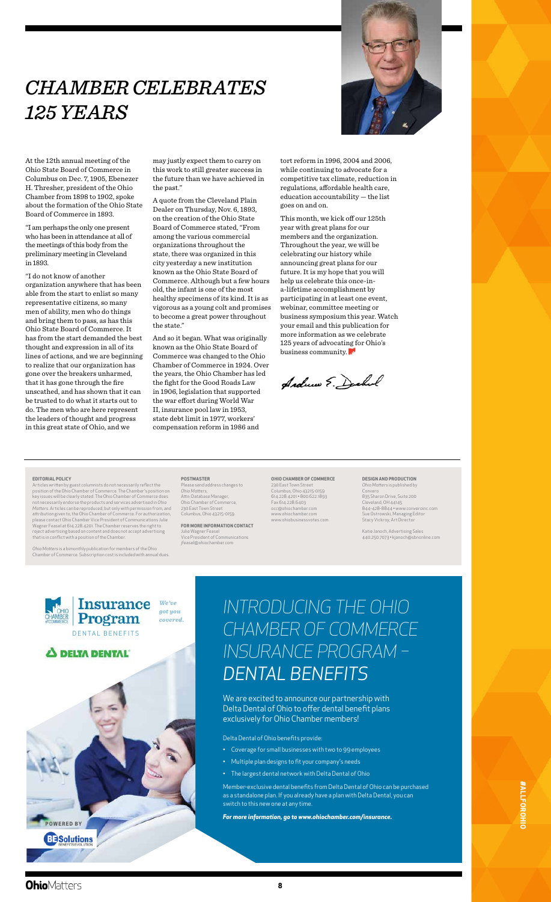# CHAMBER CELEBRATES 125 YEARS

At the 12th annual meeting of the Ohio State Board of Commerce in Columbus on Dec. 7, 1905, Ebenezer H. Thresher, president of the Ohio Chamber from 1898 to 1902, spoke about the formation of the Ohio State Board of Commerce in 1893.

"I am perhaps the only one present who has been in attendance at all of the meetings of this body from the preliminary meeting in Cleveland in 1893.

"I do not know of another organization anywhere that has been able from the start to enlist so many representative citizens, so many men of ability, men who do things and bring them to pass, as has this Ohio State Board of Commerce. It has from the start demanded the best thought and expression in all of its lines of actions, and we are beginning to realize that our organization has gone over the breakers unharmed, that it has gone through the fire unscathed, and has shown that it can be trusted to do what it starts out to do. The men who are here represent the leaders of thought and progress in this great state of Ohio, and we may justly expect them to carry on this work to still greater success in the future than we have achieved in the past."

A quote from the Cleveland Plain Dealer on Thursday, Nov. 6, 1893, on the creation of the Ohio State Board of Commerce stated, "From among the various commercial organizations throughout the state, there was organized in this city yesterday a new institution known as the Ohio State Board of Commerce. Although but a few hours old, the infant is one of the most healthy specimens of its kind. It is as vigorous as a young colt and promises to become a great power throughout the state."

And so it began. What was originally known as the Ohio State Board of Commerce was changed to the Ohio Chamber of Commerce in 1924. Over the years, the Ohio Chamber has led the fight for the Good Roads Law in 1906, legislation that supported the war effort during World War II, insurance pool law in 1953, state debt limit in 1977, workers' compensation reform in 1986 and tort reform in 1996, 2004 and 2006, while continuing to advocate for a competitive tax climate, reduction in regulations, affordable health care, education accountability — the list goes on and on.

This month, we kick off our 125th year with great plans for our members and the organization. Throughout the year, we will be celebrating our history while announcing great plans for our future. It is my hope that you will help us celebrate this once-in-a-lifetime accomplishment by participating in at least one event, webinar, committee meeting or business symposium this year. Watch your email and this publication for more information as we celebrate 125 years of advocating for Ohio's business community.

Andrew E. Doehrel

**EDITORIAL POLICY**
Articles written by guest columnists do not necessarily reflect the position of the Ohio Chamber of Commerce. The Chamber's position on key issues will be clearly stated. The Ohio Chamber of Commerce does not necessarily endorse the products and services advertised in *Ohio Matters*. Articles can be reproduced, but only with permission from, and attribution given to, the Ohio Chamber of Commerce. For authorization, please contact Ohio Chamber Vice President of Communications Julie Wagner Feasel at 614.228.4201. The Chamber reserves the right to reject advertising based on content and does not accept advertising that is in conflict with a position of the Chamber.

*Ohio Matters* is a bimonthly publication for members of the Ohio Chamber of Commerce. Subscription cost is included with annual dues.

**POSTMASTER**
Please send address changes to *Ohio Matters*,
Attn: Database Manager,
Ohio Chamber of Commerce,
230 East Town Street
Columbus, Ohio 43215-0159

**FOR MORE INFORMATION CONTACT**
Julie Wagner Feasel
Vice President of Communications
jfeasel@ohiochamber.com

**OHIO CHAMBER OF COMMERCE**
230 East Town Street
Columbus, Ohio 43215-0159
614.228.4201 • 800.622.1893
Fax 614.228.6403
occ@ohiochamber.com
www.ohiochamber.com
www.ohiobusinessvotes.com

**DESIGN AND PRODUCTION**
*Ohio Matters* is published by
Convero
835 Sharon Drive, Suite 200
Cleveland, OH 44145
844-428-8844 • www.converoinc.com
Sue Ostrowski, Managing Editor
Stacy Vickroy, Art Director

Katie Janoch, Advertising Sales
440.250.7073 • kjanoch@sbnonline.com

Ohio Chamber of Commerce Insurance Program — Dental Benefits — *We've got you covered.*

DELTA DENTAL

POWERED BY BE Solutions

# INTRODUCING THE OHIO CHAMBER OF COMMERCE INSURANCE PROGRAM – DENTAL BENEFITS

We are excited to announce our partnership with Delta Dental of Ohio to offer dental benefit plans exclusively for Ohio Chamber members!

Delta Dental of Ohio benefits provide:

- Coverage for small businesses with two to 99 employees
- Multiple plan designs to fit your company's needs
- The largest dental network with Delta Dental of Ohio

Member-exclusive dental benefits from Delta Dental of Ohio can be purchased as a standalone plan. If you already have a plan with Delta Dental, you can switch to this new one at any time.

***For more information, go to www.ohiochamber.com/insurance.***

#ALLFOROHIO